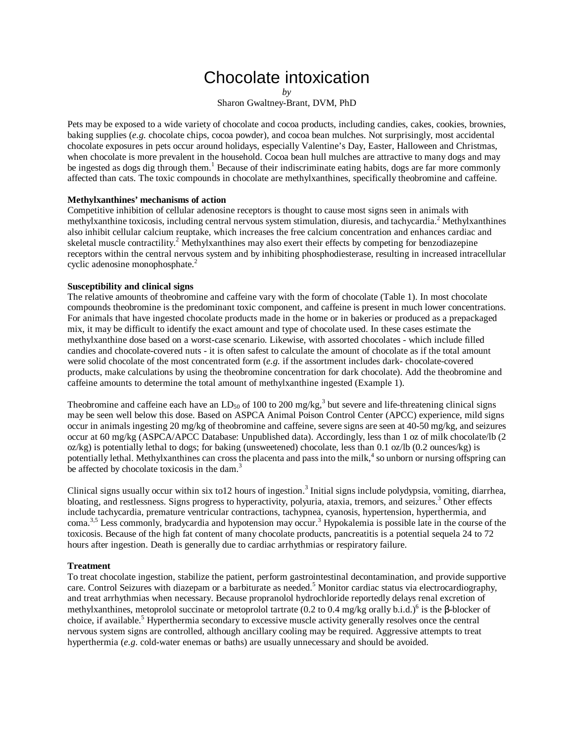# Chocolate intoxication

*by*

Sharon Gwaltney-Brant, DVM, PhD

Pets may be exposed to a wide variety of chocolate and cocoa products, including candies, cakes, cookies, brownies, baking supplies (*e.g.* chocolate chips, cocoa powder), and cocoa bean mulches. Not surprisingly, most accidental chocolate exposures in pets occur around holidays, especially Valentine's Day, Easter, Halloween and Christmas, when chocolate is more prevalent in the household. Cocoa bean hull mulches are attractive to many dogs and may be ingested as dogs dig through them.[1] Because of their indiscriminate eating habits, dogs are far more commonly affected than cats. The toxic compounds in chocolate are methylxanthines, specifically theobromine and caffeine.

**Methylxanthines' mechanisms of action**

Competitive inhibition of cellular adenosine receptors is thought to cause most signs seen in animals with methylxanthine toxicosis, including central nervous system stimulation, diuresis, and tachycardia.[2] Methylxanthines also inhibit cellular calcium reuptake, which increases the free calcium concentration and enhances cardiac and skeletal muscle contractility.[2] Methylxanthines may also exert their effects by competing for benzodiazepine receptors within the central nervous system and by inhibiting phosphodiesterase, resulting in increased intracellular cyclic adenosine monophosphate.[2]

**Susceptibility and clinical signs**

The relative amounts of theobromine and caffeine vary with the form of chocolate (Table 1). In most chocolate compounds theobromine is the predominant toxic component, and caffeine is present in much lower concentrations. For animals that have ingested chocolate products made in the home or in bakeries or produced as a prepackaged mix, it may be difficult to identify the exact amount and type of chocolate used. In these cases estimate the methylxanthine dose based on a worst-case scenario. Likewise, with assorted chocolates - which include filled candies and chocolate-covered nuts - it is often safest to calculate the amount of chocolate as if the total amount were solid chocolate of the most concentrated form (*e.g.* if the assortment includes dark- chocolate-covered products, make calculations by using the theobromine concentration for dark chocolate). Add the theobromine and caffeine amounts to determine the total amount of methylxanthine ingested (Example 1).

Theobromine and caffeine each have an $LD_{50}$ of 100 to 200 mg/kg,[3] but severe and life-threatening clinical signs may be seen well below this dose. Based on ASPCA Animal Poison Control Center (APCC) experience, mild signs occur in animals ingesting 20 mg/kg of theobromine and caffeine, severe signs are seen at 40-50 mg/kg, and seizures occur at 60 mg/kg (ASPCA/APCC Database: Unpublished data). Accordingly, less than 1 oz of milk chocolate/lb (2 oz/kg) is potentially lethal to dogs; for baking (unsweetened) chocolate, less than 0.1 oz/lb (0.2 ounces/kg) is potentially lethal. Methylxanthines can cross the placenta and pass into the milk,[4] so unborn or nursing offspring can be affected by chocolate toxicosis in the dam.[3]

Clinical signs usually occur within six to12 hours of ingestion.[3] Initial signs include polydypsia, vomiting, diarrhea, bloating, and restlessness. Signs progress to hyperactivity, polyuria, ataxia, tremors, and seizures.[3] Other effects include tachycardia, premature ventricular contractions, tachypnea, cyanosis, hypertension, hyperthermia, and coma.[3,5] Less commonly, bradycardia and hypotension may occur.[3] Hypokalemia is possible late in the course of the toxicosis. Because of the high fat content of many chocolate products, pancreatitis is a potential sequela 24 to 72 hours after ingestion. Death is generally due to cardiac arrhythmias or respiratory failure.

**Treatment**

To treat chocolate ingestion, stabilize the patient, perform gastrointestinal decontamination, and provide supportive care. Control Seizures with diazepam or a barbiturate as needed.[5] Monitor cardiac status via electrocardiography, and treat arrhythmias when necessary. Because propranolol hydrochloride reportedly delays renal excretion of methylxanthines, metoprolol succinate or metoprolol tartrate (0.2 to 0.4 mg/kg orally b.i.d.)[6] is the β-blocker of choice, if available.[5] Hyperthermia secondary to excessive muscle activity generally resolves once the central nervous system signs are controlled, although ancillary cooling may be required. Aggressive attempts to treat hyperthermia (*e.g.* cold-water enemas or baths) are usually unnecessary and should be avoided.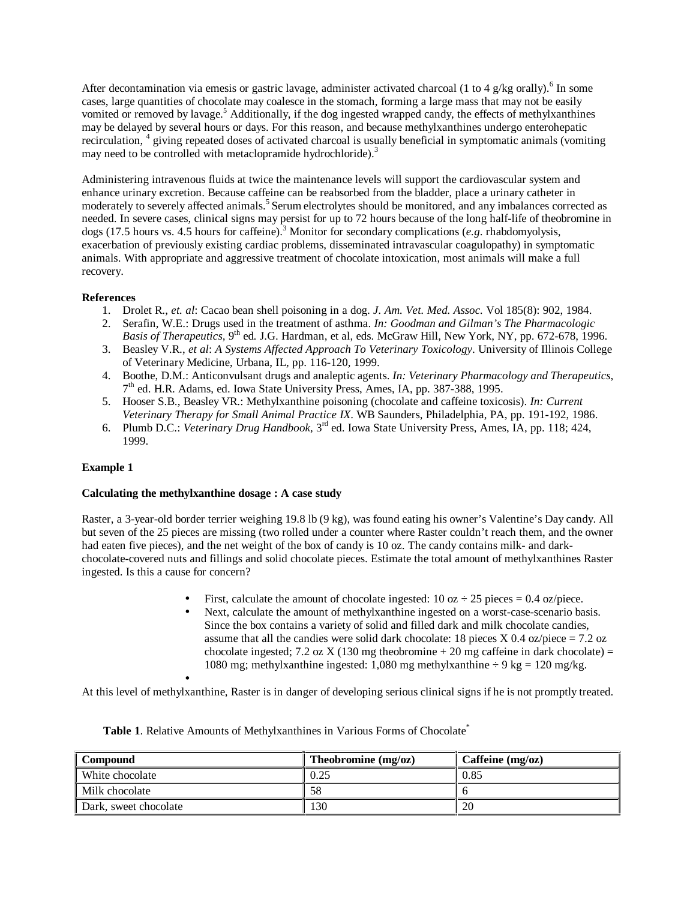After decontamination via emesis or gastric lavage, administer activated charcoal (1 to 4 g/kg orally).[6] In some cases, large quantities of chocolate may coalesce in the stomach, forming a large mass that may not be easily vomited or removed by lavage.[5] Additionally, if the dog ingested wrapped candy, the effects of methylxanthines may be delayed by several hours or days. For this reason, and because methylxanthines undergo enterohepatic recirculation, [4] giving repeated doses of activated charcoal is usually beneficial in symptomatic animals (vomiting may need to be controlled with metaclopramide hydrochloride).[3]

Administering intravenous fluids at twice the maintenance levels will support the cardiovascular system and enhance urinary excretion. Because caffeine can be reabsorbed from the bladder, place a urinary catheter in moderately to severely affected animals.[5] Serum electrolytes should be monitored, and any imbalances corrected as needed. In severe cases, clinical signs may persist for up to 72 hours because of the long half-life of theobromine in dogs (17.5 hours vs. 4.5 hours for caffeine).[3] Monitor for secondary complications (*e.g.* rhabdomyolysis, exacerbation of previously existing cardiac problems, disseminated intravascular coagulopathy) in symptomatic animals. With appropriate and aggressive treatment of chocolate intoxication, most animals will make a full recovery.

**References**

1. Drolet R., *et. al*: Cacao bean shell poisoning in a dog. *J. Am. Vet. Med. Assoc.* Vol 185(8): 902, 1984.
2. Serafin, W.E.: Drugs used in the treatment of asthma. *In: Goodman and Gilman's The Pharmacologic Basis of Therapeutics,* 9th ed. J.G. Hardman, et al, eds. McGraw Hill, New York, NY, pp. 672-678, 1996.
3. Beasley V.R., *et al*: *A Systems Affected Approach To Veterinary Toxicology*. University of Illinois College of Veterinary Medicine, Urbana, IL, pp. 116-120, 1999.
4. Boothe, D.M.: Anticonvulsant drugs and analeptic agents. *In: Veterinary Pharmacology and Therapeutics*, 7th ed. H.R. Adams, ed. Iowa State University Press, Ames, IA, pp. 387-388, 1995.
5. Hooser S.B., Beasley VR.: Methylxanthine poisoning (chocolate and caffeine toxicosis). *In: Current Veterinary Therapy for Small Animal Practice IX*. WB Saunders, Philadelphia, PA, pp. 191-192, 1986.
6. Plumb D.C.: *Veterinary Drug Handbook,* 3rd ed. Iowa State University Press, Ames, IA, pp. 118; 424, 1999.

**Example 1**

**Calculating the methylxanthine dosage : A case study**

Raster, a 3-year-old border terrier weighing 19.8 lb (9 kg), was found eating his owner's Valentine's Day candy. All but seven of the 25 pieces are missing (two rolled under a counter where Raster couldn't reach them, and the owner had eaten five pieces), and the net weight of the box of candy is 10 oz. The candy contains milk- and dark-chocolate-covered nuts and fillings and solid chocolate pieces. Estimate the total amount of methylxanthines Raster ingested. Is this a cause for concern?

- First, calculate the amount of chocolate ingested: 10 oz ÷ 25 pieces = 0.4 oz/piece.
- Next, calculate the amount of methylxanthine ingested on a worst-case-scenario basis. Since the box contains a variety of solid and filled dark and milk chocolate candies, assume that all the candies were solid dark chocolate: 18 pieces X 0.4 oz/piece = 7.2 oz chocolate ingested; 7.2 oz X (130 mg theobromine + 20 mg caffeine in dark chocolate) = 1080 mg; methylxanthine ingested: 1,080 mg methylxanthine ÷ 9 kg = 120 mg/kg.

At this level of methylxanthine, Raster is in danger of developing serious clinical signs if he is not promptly treated.

**Table 1**. Relative Amounts of Methylxanthines in Various Forms of Chocolate*

| Compound | Theobromine (mg/oz) | Caffeine (mg/oz) |
|---|---|---|
| White chocolate | 0.25 | 0.85 |
| Milk chocolate | 58 | 6 |
| Dark, sweet chocolate | 130 | 20 |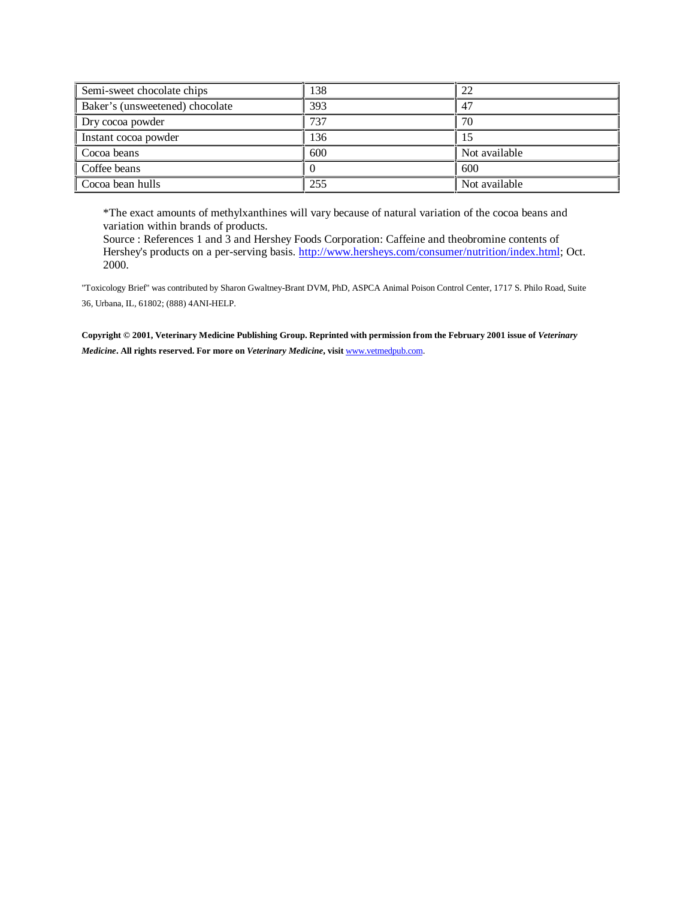| | | |
|---|---|---|
| Semi-sweet chocolate chips | 138 | 22 |
| Baker's (unsweetened) chocolate | 393 | 47 |
| Dry cocoa powder | 737 | 70 |
| Instant cocoa powder | 136 | 15 |
| Cocoa beans | 600 | Not available |
| Coffee beans | 0 | 600 |
| Cocoa bean hulls | 255 | Not available |

*The exact amounts of methylxanthines will vary because of natural variation of the cocoa beans and variation within brands of products.
Source : References 1 and 3 and Hershey Foods Corporation: Caffeine and theobromine contents of Hershey's products on a per-serving basis. http://www.hersheys.com/consumer/nutrition/index.html; Oct. 2000.

"Toxicology Brief" was contributed by Sharon Gwaltney-Brant DVM, PhD, ASPCA Animal Poison Control Center, 1717 S. Philo Road, Suite 36, Urbana, IL, 61802; (888) 4ANI-HELP.

**Copyright © 2001, Veterinary Medicine Publishing Group. Reprinted with permission from the February 2001 issue of *Veterinary Medicine*. All rights reserved. For more on *Veterinary Medicine*, visit** www.vetmedpub.com.